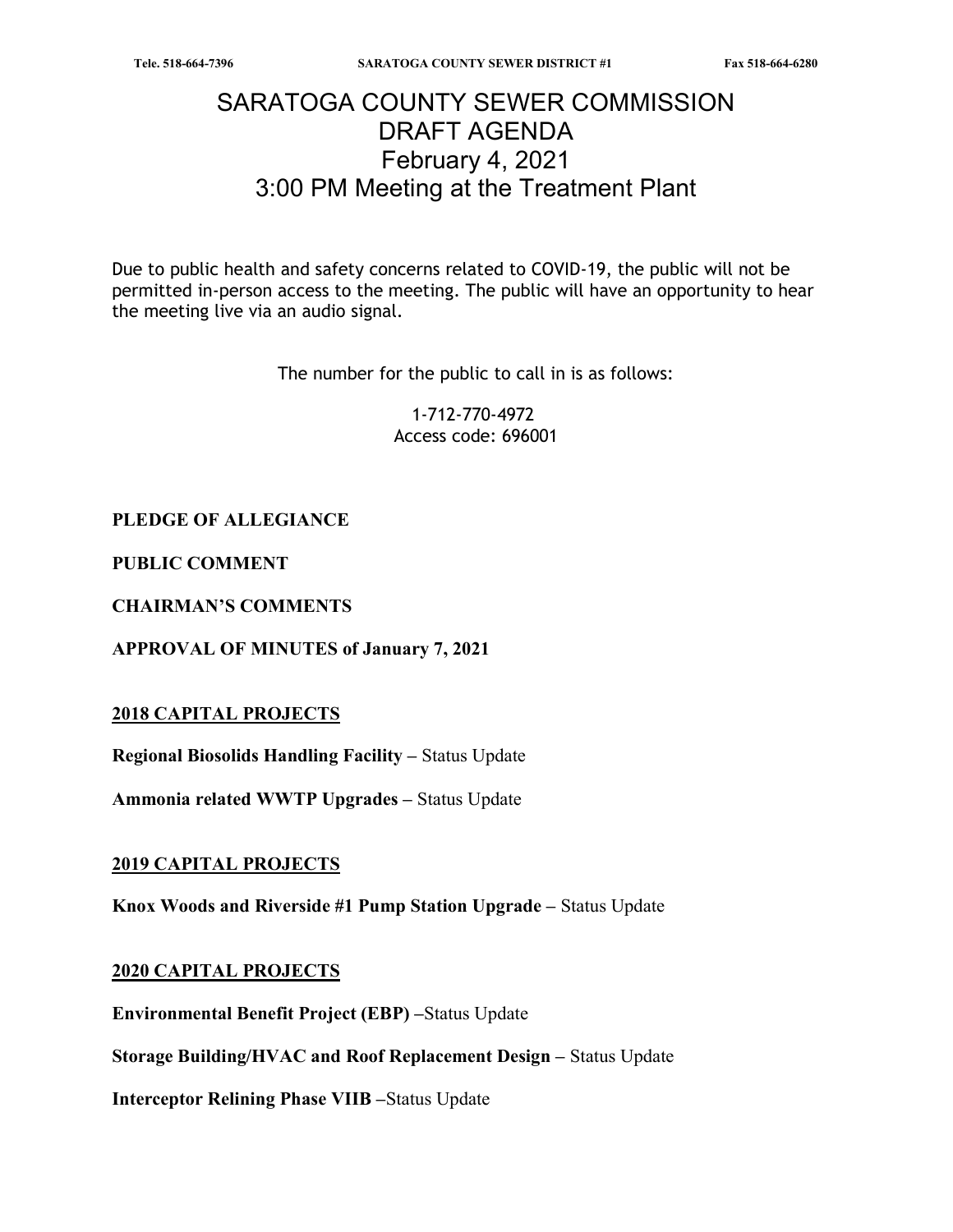# SARATOGA COUNTY SEWER COMMISSION
## DRAFT AGENDA
## February 4, 2021
## 3:00 PM Meeting at the Treatment Plant

Due to public health and safety concerns related to COVID-19, the public will not be permitted in-person access to the meeting. The public will have an opportunity to hear the meeting live via an audio signal.

The number for the public to call in is as follows:

1-712-770-4972
Access code: 696001

**PLEDGE OF ALLEGIANCE**

**PUBLIC COMMENT**

**CHAIRMAN'S COMMENTS**

**APPROVAL OF MINUTES of January 7, 2021**

### 2018 CAPITAL PROJECTS

**Regional Biosolids Handling Facility** – Status Update

**Ammonia related WWTP Upgrades** – Status Update

### 2019 CAPITAL PROJECTS

**Knox Woods and Riverside #1 Pump Station Upgrade** – Status Update

### 2020 CAPITAL PROJECTS

**Environmental Benefit Project (EBP)** –Status Update

**Storage Building/HVAC and Roof Replacement Design** – Status Update

**Interceptor Relining Phase VIIB** –Status Update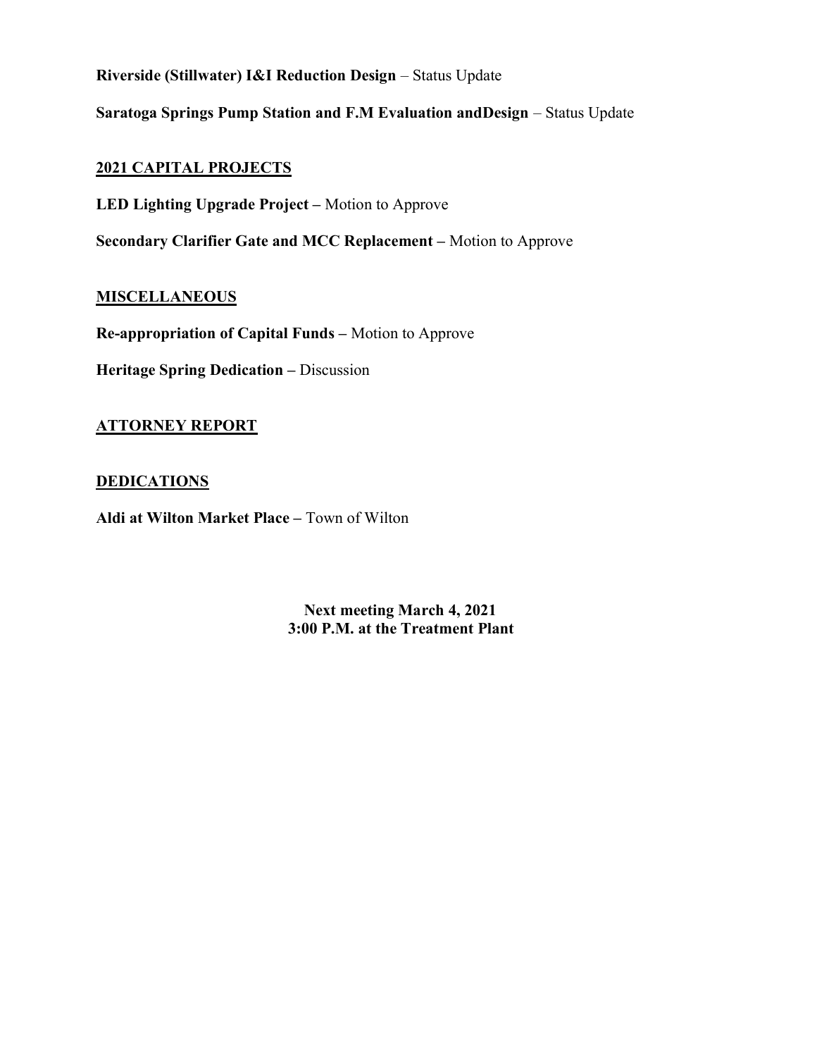**Riverside (Stillwater) I&I Reduction Design** – Status Update

**Saratoga Springs Pump Station and F.M Evaluation andDesign** – Status Update

## 2021 CAPITAL PROJECTS

**LED Lighting Upgrade Project –** Motion to Approve

**Secondary Clarifier Gate and MCC Replacement –** Motion to Approve

## MISCELLANEOUS

**Re-appropriation of Capital Funds –** Motion to Approve

**Heritage Spring Dedication –** Discussion

## ATTORNEY REPORT

## DEDICATIONS

**Aldi at Wilton Market Place –** Town of Wilton

**Next meeting March 4, 2021**
**3:00 P.M. at the Treatment Plant**